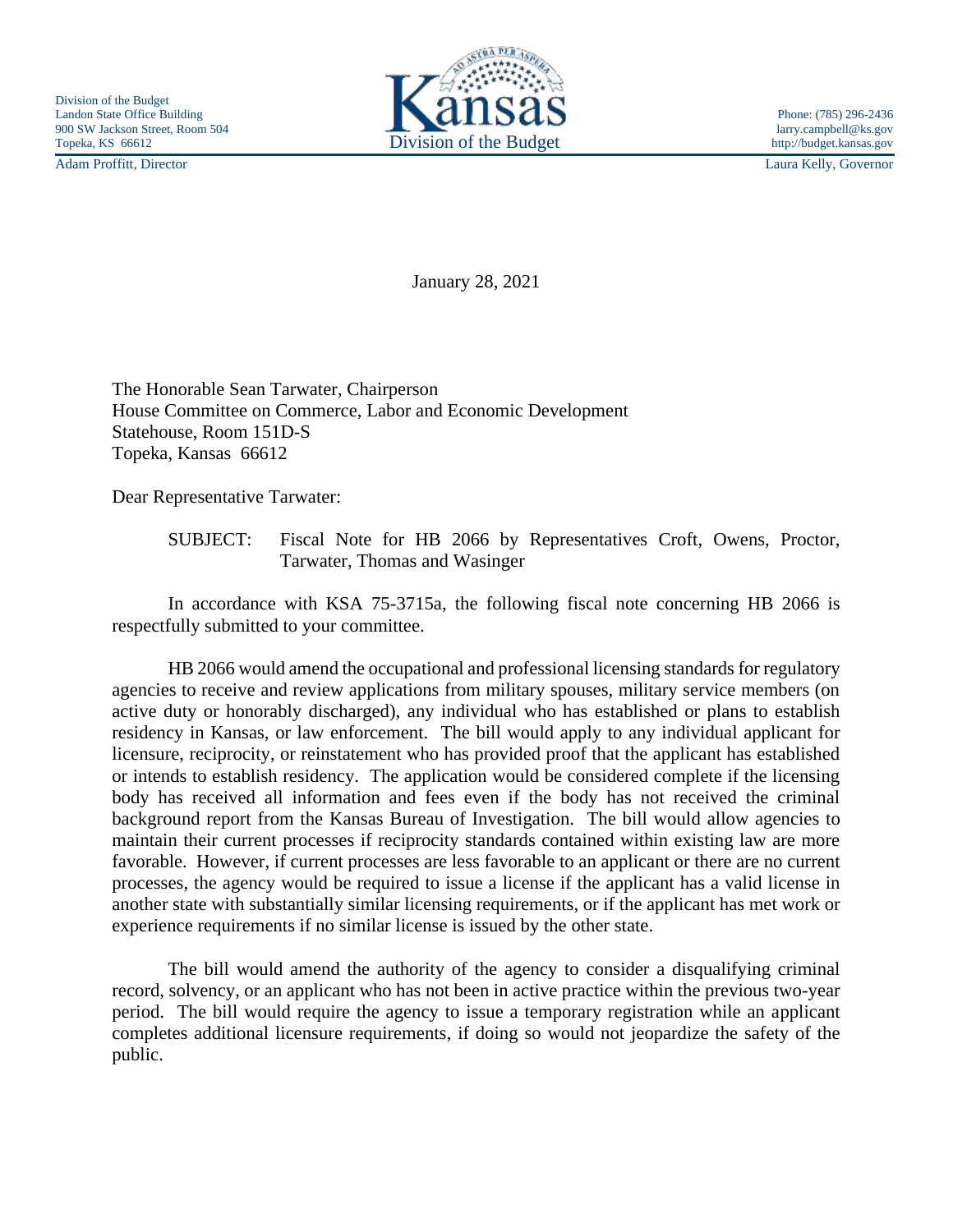Division of the Budget
Landon State Office Building
900 SW Jackson Street, Room 504
Topeka, KS 66612

Kansas
Division of the Budget

Phone: (785) 296-2436
larry.campbell@ks.gov
http://budget.kansas.gov

Adam Proffitt, Director

Laura Kelly, Governor

January 28, 2021

The Honorable Sean Tarwater, Chairperson
House Committee on Commerce, Labor and Economic Development
Statehouse, Room 151D-S
Topeka, Kansas 66612

Dear Representative Tarwater:

SUBJECT: Fiscal Note for HB 2066 by Representatives Croft, Owens, Proctor, Tarwater, Thomas and Wasinger

In accordance with KSA 75-3715a, the following fiscal note concerning HB 2066 is respectfully submitted to your committee.

HB 2066 would amend the occupational and professional licensing standards for regulatory agencies to receive and review applications from military spouses, military service members (on active duty or honorably discharged), any individual who has established or plans to establish residency in Kansas, or law enforcement. The bill would apply to any individual applicant for licensure, reciprocity, or reinstatement who has provided proof that the applicant has established or intends to establish residency. The application would be considered complete if the licensing body has received all information and fees even if the body has not received the criminal background report from the Kansas Bureau of Investigation. The bill would allow agencies to maintain their current processes if reciprocity standards contained within existing law are more favorable. However, if current processes are less favorable to an applicant or there are no current processes, the agency would be required to issue a license if the applicant has a valid license in another state with substantially similar licensing requirements, or if the applicant has met work or experience requirements if no similar license is issued by the other state.

The bill would amend the authority of the agency to consider a disqualifying criminal record, solvency, or an applicant who has not been in active practice within the previous two-year period. The bill would require the agency to issue a temporary registration while an applicant completes additional licensure requirements, if doing so would not jeopardize the safety of the public.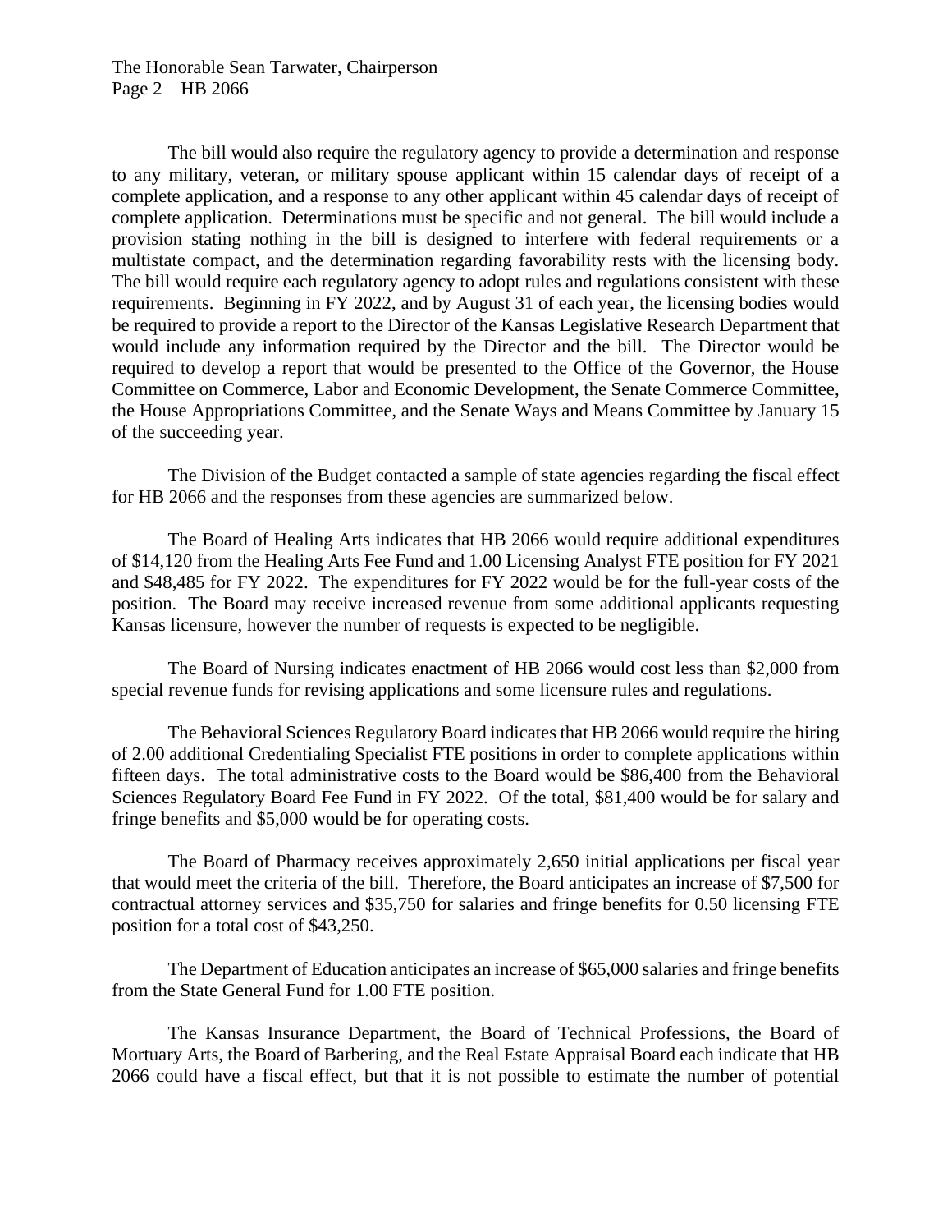The bill would also require the regulatory agency to provide a determination and response to any military, veteran, or military spouse applicant within 15 calendar days of receipt of a complete application, and a response to any other applicant within 45 calendar days of receipt of complete application. Determinations must be specific and not general. The bill would include a provision stating nothing in the bill is designed to interfere with federal requirements or a multistate compact, and the determination regarding favorability rests with the licensing body. The bill would require each regulatory agency to adopt rules and regulations consistent with these requirements. Beginning in FY 2022, and by August 31 of each year, the licensing bodies would be required to provide a report to the Director of the Kansas Legislative Research Department that would include any information required by the Director and the bill. The Director would be required to develop a report that would be presented to the Office of the Governor, the House Committee on Commerce, Labor and Economic Development, the Senate Commerce Committee, the House Appropriations Committee, and the Senate Ways and Means Committee by January 15 of the succeeding year.

The Division of the Budget contacted a sample of state agencies regarding the fiscal effect for HB 2066 and the responses from these agencies are summarized below.

The Board of Healing Arts indicates that HB 2066 would require additional expenditures of $14,120 from the Healing Arts Fee Fund and 1.00 Licensing Analyst FTE position for FY 2021 and $48,485 for FY 2022. The expenditures for FY 2022 would be for the full-year costs of the position. The Board may receive increased revenue from some additional applicants requesting Kansas licensure, however the number of requests is expected to be negligible.

The Board of Nursing indicates enactment of HB 2066 would cost less than $2,000 from special revenue funds for revising applications and some licensure rules and regulations.

The Behavioral Sciences Regulatory Board indicates that HB 2066 would require the hiring of 2.00 additional Credentialing Specialist FTE positions in order to complete applications within fifteen days. The total administrative costs to the Board would be $86,400 from the Behavioral Sciences Regulatory Board Fee Fund in FY 2022. Of the total, $81,400 would be for salary and fringe benefits and $5,000 would be for operating costs.

The Board of Pharmacy receives approximately 2,650 initial applications per fiscal year that would meet the criteria of the bill. Therefore, the Board anticipates an increase of $7,500 for contractual attorney services and $35,750 for salaries and fringe benefits for 0.50 licensing FTE position for a total cost of $43,250.

The Department of Education anticipates an increase of $65,000 salaries and fringe benefits from the State General Fund for 1.00 FTE position.

The Kansas Insurance Department, the Board of Technical Professions, the Board of Mortuary Arts, the Board of Barbering, and the Real Estate Appraisal Board each indicate that HB 2066 could have a fiscal effect, but that it is not possible to estimate the number of potential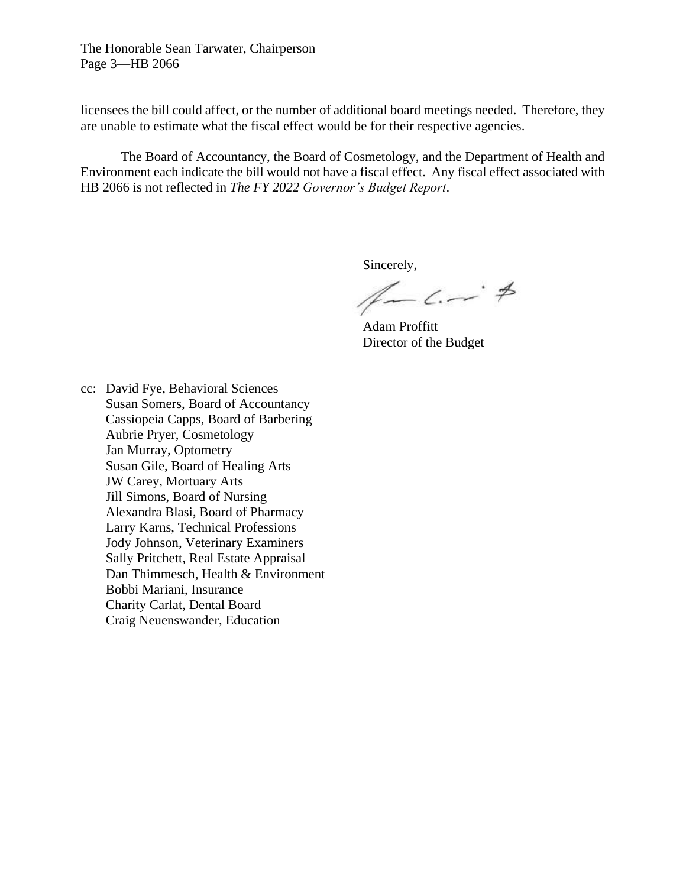licensees the bill could affect, or the number of additional board meetings needed. Therefore, they are unable to estimate what the fiscal effect would be for their respective agencies.

The Board of Accountancy, the Board of Cosmetology, and the Department of Health and Environment each indicate the bill would not have a fiscal effect. Any fiscal effect associated with HB 2066 is not reflected in *The FY 2022 Governor's Budget Report*.

Sincerely,

Adam Proffitt
Director of the Budget

cc: David Fye, Behavioral Sciences
Susan Somers, Board of Accountancy
Cassiopeia Capps, Board of Barbering
Aubrie Pryer, Cosmetology
Jan Murray, Optometry
Susan Gile, Board of Healing Arts
JW Carey, Mortuary Arts
Jill Simons, Board of Nursing
Alexandra Blasi, Board of Pharmacy
Larry Karns, Technical Professions
Jody Johnson, Veterinary Examiners
Sally Pritchett, Real Estate Appraisal
Dan Thimmesch, Health & Environment
Bobbi Mariani, Insurance
Charity Carlat, Dental Board
Craig Neuenswander, Education